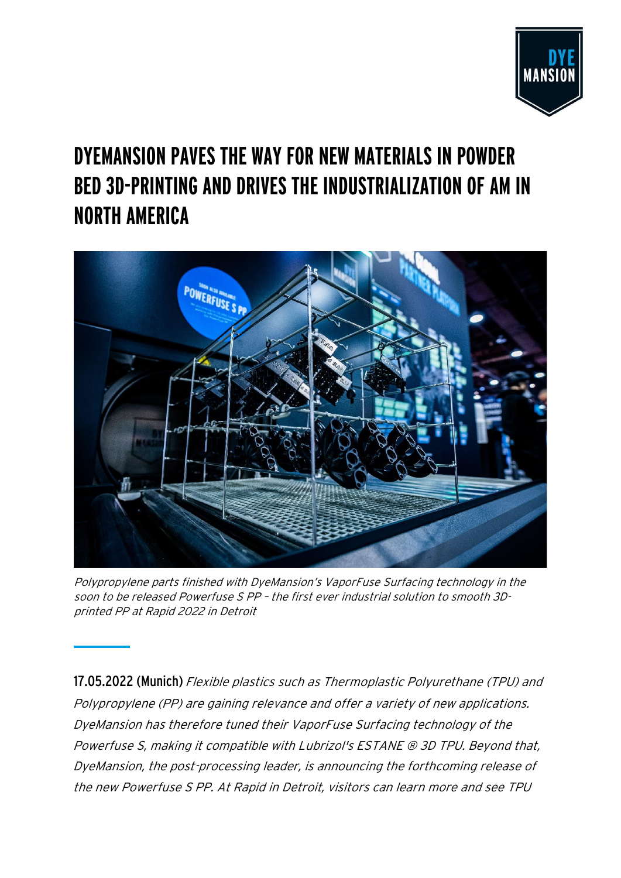# DYEMANSION PAVES THE WAY FOR NEW MATERIALS IN POWDER BED 3D-PRINTING AND DRIVES THE INDUSTRIALIZATION OF AM IN NORTH AMERICA

*Polypropylene parts finished with DyeMansion's VaporFuse Surfacing technology in the soon to be released Powerfuse S PP – the first ever industrial solution to smooth 3D-printed PP at Rapid 2022 in Detroit*

**17.05.2022 (Munich)** *Flexible plastics such as Thermoplastic Polyurethane (TPU) and Polypropylene (PP) are gaining relevance and offer a variety of new applications. DyeMansion has therefore tuned their VaporFuse Surfacing technology of the Powerfuse S, making it compatible with Lubrizol's ESTANE ® 3D TPU. Beyond that, DyeMansion, the post-processing leader, is announcing the forthcoming release of the new Powerfuse S PP. At Rapid in Detroit, visitors can learn more and see TPU*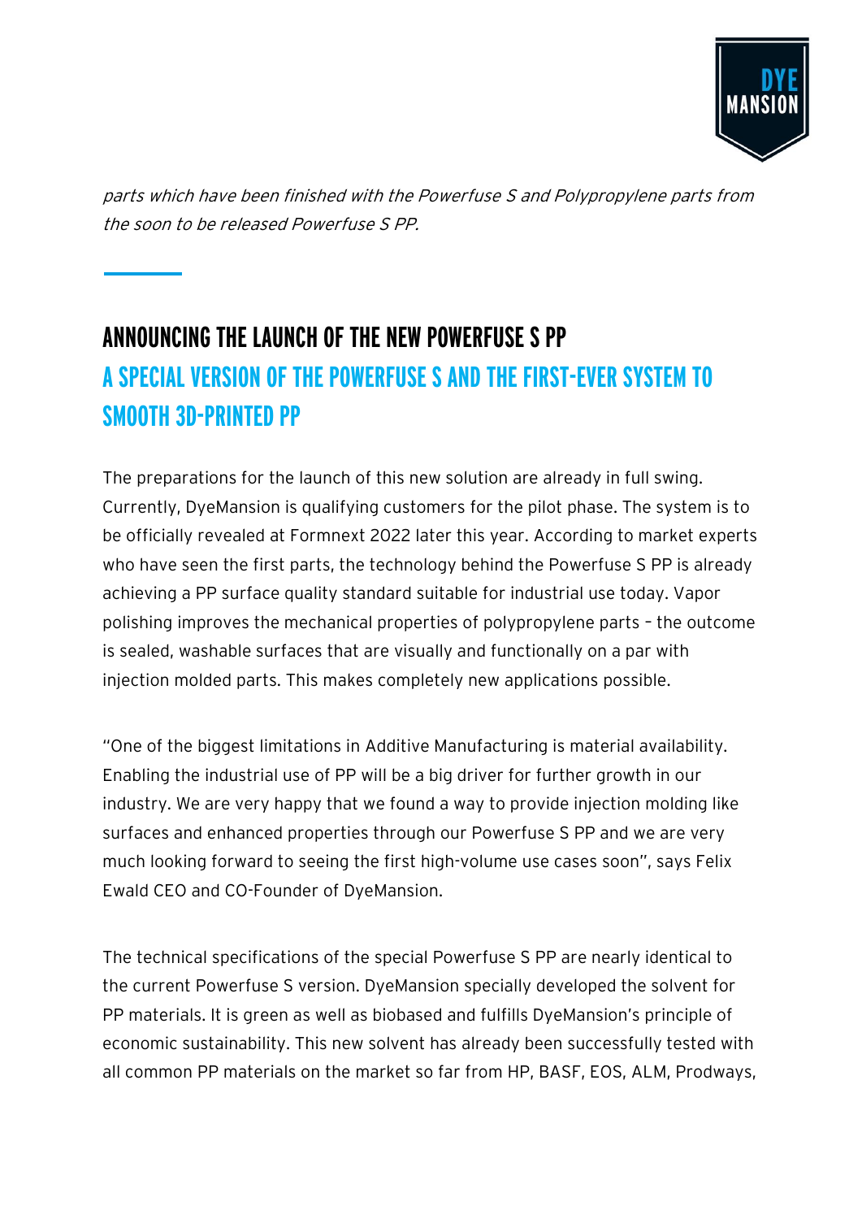*parts which have been finished with the Powerfuse S and Polypropylene parts from the soon to be released Powerfuse S PP.*

## ANNOUNCING THE LAUNCH OF THE NEW POWERFUSE S PP

## A SPECIAL VERSION OF THE POWERFUSE S AND THE FIRST-EVER SYSTEM TO SMOOTH 3D-PRINTED PP

The preparations for the launch of this new solution are already in full swing. Currently, DyeMansion is qualifying customers for the pilot phase. The system is to be officially revealed at Formnext 2022 later this year. According to market experts who have seen the first parts, the technology behind the Powerfuse S PP is already achieving a PP surface quality standard suitable for industrial use today. Vapor polishing improves the mechanical properties of polypropylene parts – the outcome is sealed, washable surfaces that are visually and functionally on a par with injection molded parts. This makes completely new applications possible.

"One of the biggest limitations in Additive Manufacturing is material availability. Enabling the industrial use of PP will be a big driver for further growth in our industry. We are very happy that we found a way to provide injection molding like surfaces and enhanced properties through our Powerfuse S PP and we are very much looking forward to seeing the first high-volume use cases soon", says Felix Ewald CEO and CO-Founder of DyeMansion.

The technical specifications of the special Powerfuse S PP are nearly identical to the current Powerfuse S version. DyeMansion specially developed the solvent for PP materials. It is green as well as biobased and fulfills DyeMansion's principle of economic sustainability. This new solvent has already been successfully tested with all common PP materials on the market so far from HP, BASF, EOS, ALM, Prodways,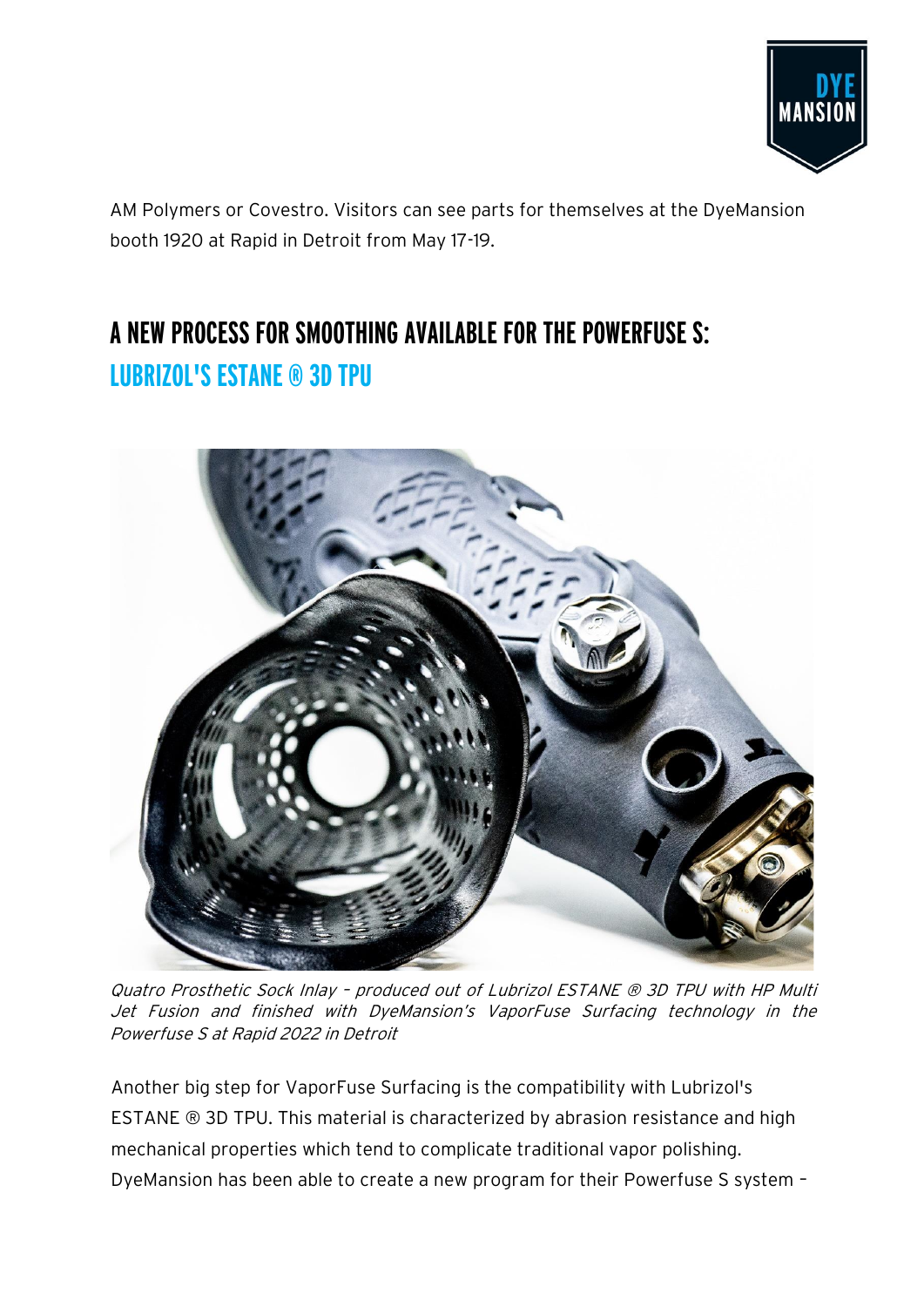AM Polymers or Covestro. Visitors can see parts for themselves at the DyeMansion booth 1920 at Rapid in Detroit from May 17-19.

## A NEW PROCESS FOR SMOOTHING AVAILABLE FOR THE POWERFUSE S: LUBRIZOL'S ESTANE ® 3D TPU

*Quatro Prosthetic Sock Inlay – produced out of Lubrizol ESTANE ® 3D TPU with HP Multi Jet Fusion and finished with DyeMansion's VaporFuse Surfacing technology in the Powerfuse S at Rapid 2022 in Detroit*

Another big step for VaporFuse Surfacing is the compatibility with Lubrizol's ESTANE ® 3D TPU. This material is characterized by abrasion resistance and high mechanical properties which tend to complicate traditional vapor polishing. DyeMansion has been able to create a new program for their Powerfuse S system –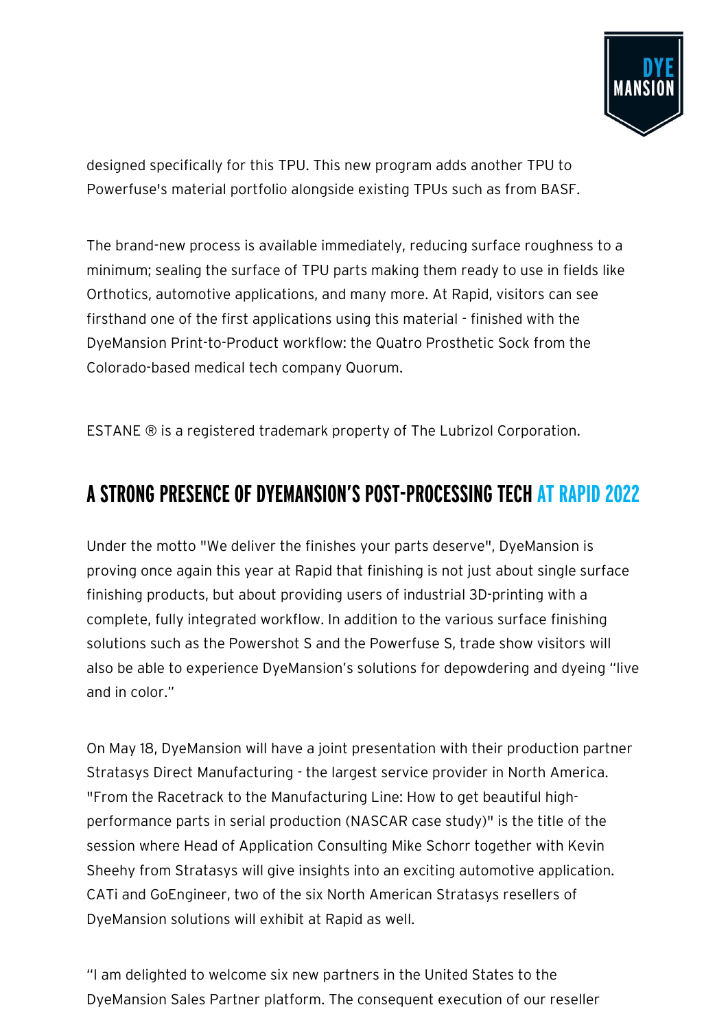designed specifically for this TPU. This new program adds another TPU to Powerfuse's material portfolio alongside existing TPUs such as from BASF.

The brand-new process is available immediately, reducing surface roughness to a minimum; sealing the surface of TPU parts making them ready to use in fields like Orthotics, automotive applications, and many more. At Rapid, visitors can see firsthand one of the first applications using this material - finished with the DyeMansion Print-to-Product workflow: the Quatro Prosthetic Sock from the Colorado-based medical tech company Quorum.

ESTANE ® is a registered trademark property of The Lubrizol Corporation.

## A STRONG PRESENCE OF DYEMANSION'S POST-PROCESSING TECH AT RAPID 2022

Under the motto "We deliver the finishes your parts deserve", DyeMansion is proving once again this year at Rapid that finishing is not just about single surface finishing products, but about providing users of industrial 3D-printing with a complete, fully integrated workflow. In addition to the various surface finishing solutions such as the Powershot S and the Powerfuse S, trade show visitors will also be able to experience DyeMansion's solutions for depowdering and dyeing "live and in color."

On May 18, DyeMansion will have a joint presentation with their production partner Stratasys Direct Manufacturing - the largest service provider in North America. "From the Racetrack to the Manufacturing Line: How to get beautiful high-performance parts in serial production (NASCAR case study)" is the title of the session where Head of Application Consulting Mike Schorr together with Kevin Sheehy from Stratasys will give insights into an exciting automotive application. CATi and GoEngineer, two of the six North American Stratasys resellers of DyeMansion solutions will exhibit at Rapid as well.

"I am delighted to welcome six new partners in the United States to the DyeMansion Sales Partner platform. The consequent execution of our reseller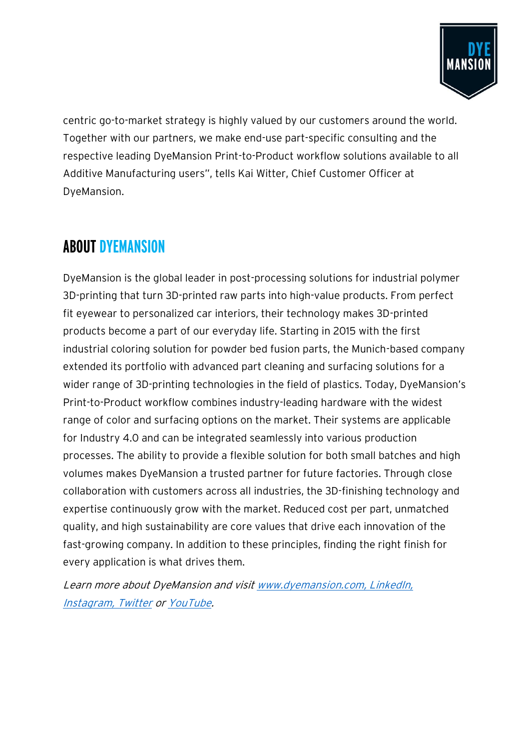centric go-to-market strategy is highly valued by our customers around the world. Together with our partners, we make end-use part-specific consulting and the respective leading DyeMansion Print-to-Product workflow solutions available to all Additive Manufacturing users", tells Kai Witter, Chief Customer Officer at DyeMansion.

## ABOUT DYEMANSION

DyeMansion is the global leader in post-processing solutions for industrial polymer 3D-printing that turn 3D-printed raw parts into high-value products. From perfect fit eyewear to personalized car interiors, their technology makes 3D-printed products become a part of our everyday life. Starting in 2015 with the first industrial coloring solution for powder bed fusion parts, the Munich-based company extended its portfolio with advanced part cleaning and surfacing solutions for a wider range of 3D-printing technologies in the field of plastics. Today, DyeMansion's Print-to-Product workflow combines industry-leading hardware with the widest range of color and surfacing options on the market. Their systems are applicable for Industry 4.0 and can be integrated seamlessly into various production processes. The ability to provide a flexible solution for both small batches and high volumes makes DyeMansion a trusted partner for future factories. Through close collaboration with customers across all industries, the 3D-finishing technology and expertise continuously grow with the market. Reduced cost per part, unmatched quality, and high sustainability are core values that drive each innovation of the fast-growing company. In addition to these principles, finding the right finish for every application is what drives them.

*Learn more about DyeMansion and visit [www.dyemansion.com, LinkedIn, Instagram, Twitter]() or [YouTube]().*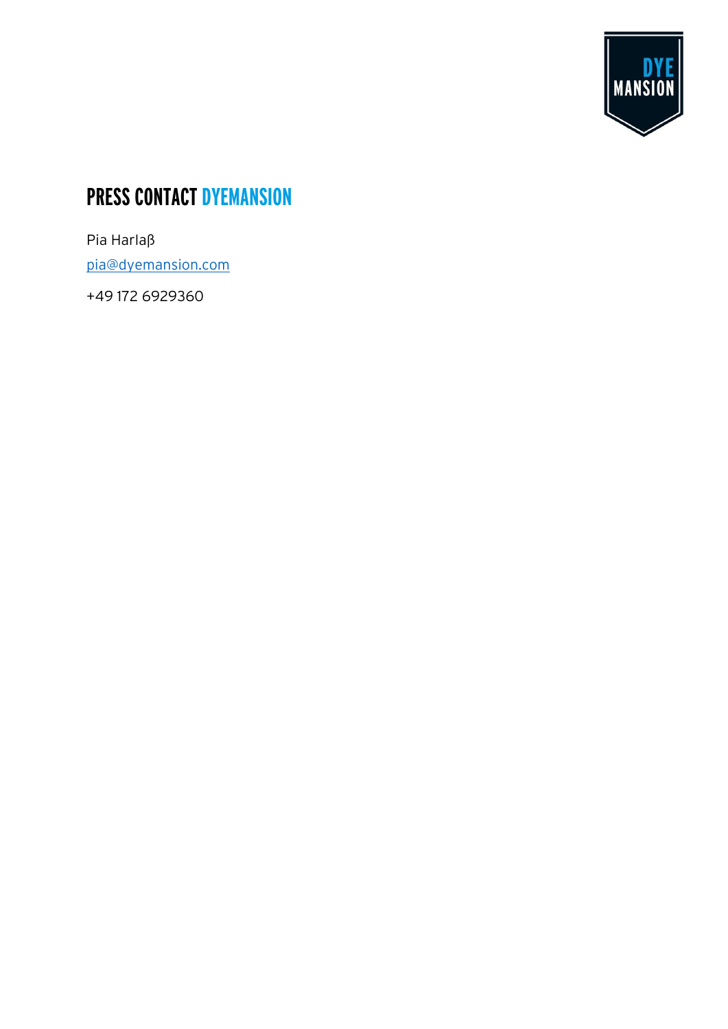## PRESS CONTACT DYEMANSION

Pia Harlaβ

pia@dyemansion.com

+49 172 6929360